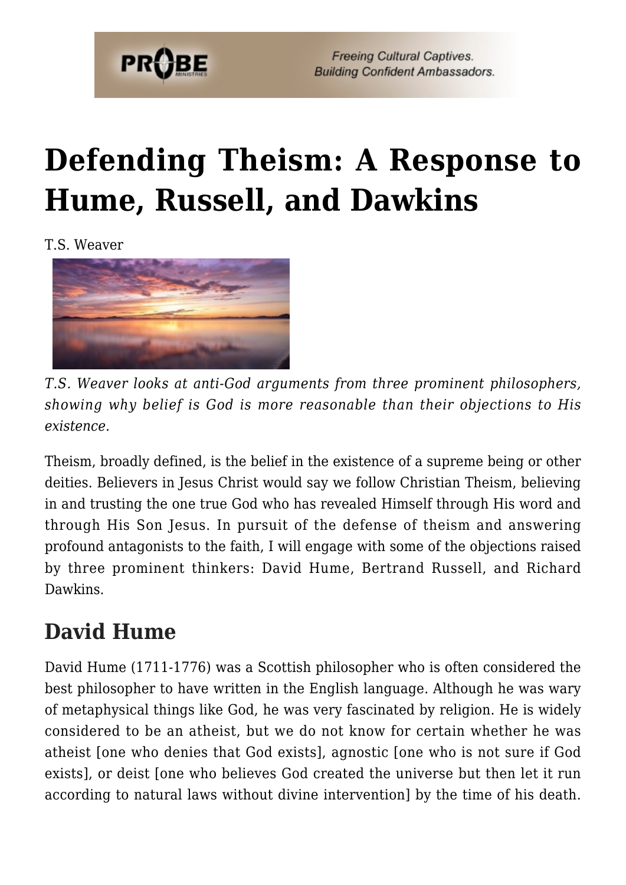# Defending Theism: A Response to Hume, Russell, and Dawkins

T.S. Weaver

*T.S. Weaver looks at anti-God arguments from three prominent philosophers, showing why belief is God is more reasonable than their objections to His existence.*

Theism, broadly defined, is the belief in the existence of a supreme being or other deities. Believers in Jesus Christ would say we follow Christian Theism, believing in and trusting the one true God who has revealed Himself through His word and through His Son Jesus. In pursuit of the defense of theism and answering profound antagonists to the faith, I will engage with some of the objections raised by three prominent thinkers: David Hume, Bertrand Russell, and Richard Dawkins.

## David Hume

David Hume (1711-1776) was a Scottish philosopher who is often considered the best philosopher to have written in the English language. Although he was wary of metaphysical things like God, he was very fascinated by religion. He is widely considered to be an atheist, but we do not know for certain whether he was atheist [one who denies that God exists], agnostic [one who is not sure if God exists], or deist [one who believes God created the universe but then let it run according to natural laws without divine intervention] by the time of his death.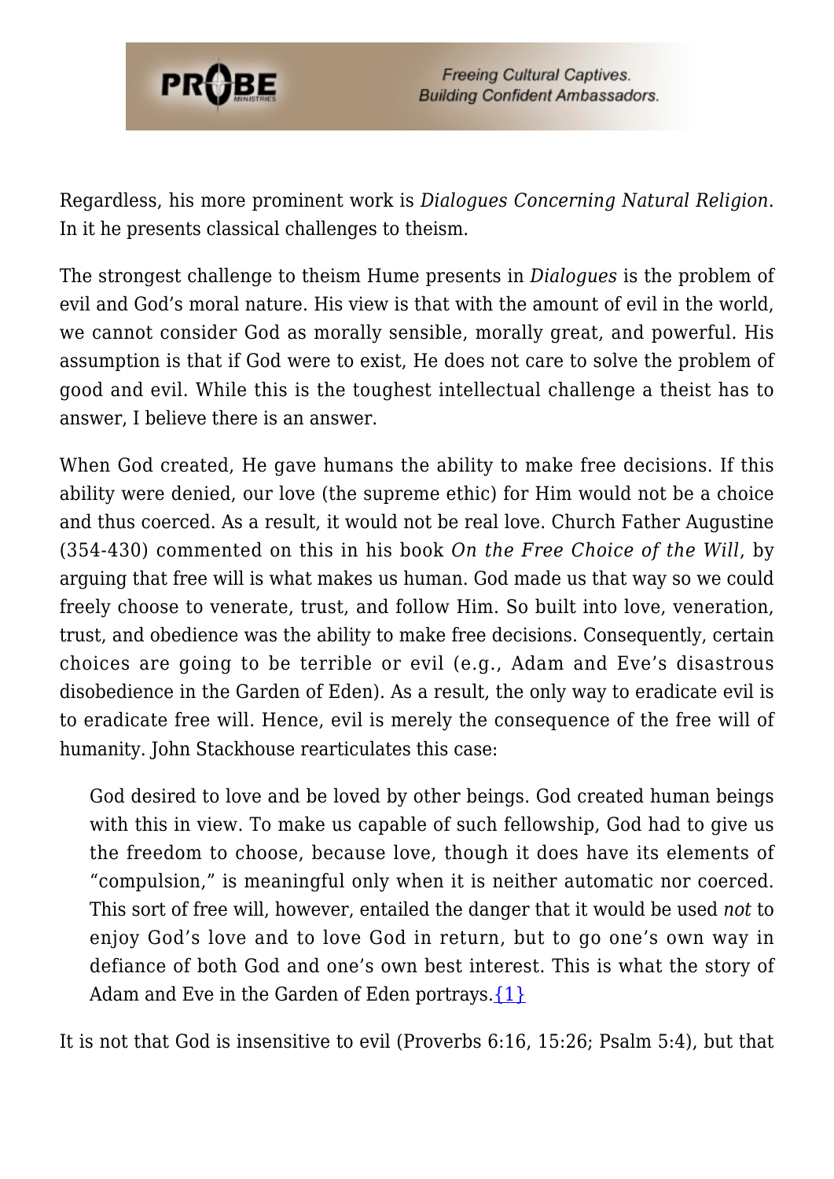Regardless, his more prominent work is *Dialogues Concerning Natural Religion*. In it he presents classical challenges to theism.

The strongest challenge to theism Hume presents in *Dialogues* is the problem of evil and God's moral nature. His view is that with the amount of evil in the world, we cannot consider God as morally sensible, morally great, and powerful. His assumption is that if God were to exist, He does not care to solve the problem of good and evil. While this is the toughest intellectual challenge a theist has to answer, I believe there is an answer.

When God created, He gave humans the ability to make free decisions. If this ability were denied, our love (the supreme ethic) for Him would not be a choice and thus coerced. As a result, it would not be real love. Church Father Augustine (354-430) commented on this in his book *On the Free Choice of the Will*, by arguing that free will is what makes us human. God made us that way so we could freely choose to venerate, trust, and follow Him. So built into love, veneration, trust, and obedience was the ability to make free decisions. Consequently, certain choices are going to be terrible or evil (e.g., Adam and Eve's disastrous disobedience in the Garden of Eden). As a result, the only way to eradicate evil is to eradicate free will. Hence, evil is merely the consequence of the free will of humanity. John Stackhouse rearticulates this case:

> God desired to love and be loved by other beings. God created human beings with this in view. To make us capable of such fellowship, God had to give us the freedom to choose, because love, though it does have its elements of "compulsion," is meaningful only when it is neither automatic nor coerced. This sort of free will, however, entailed the danger that it would be used *not* to enjoy God's love and to love God in return, but to go one's own way in defiance of both God and one's own best interest. This is what the story of Adam and Eve in the Garden of Eden portrays.{1}

It is not that God is insensitive to evil (Proverbs 6:16, 15:26; Psalm 5:4), but that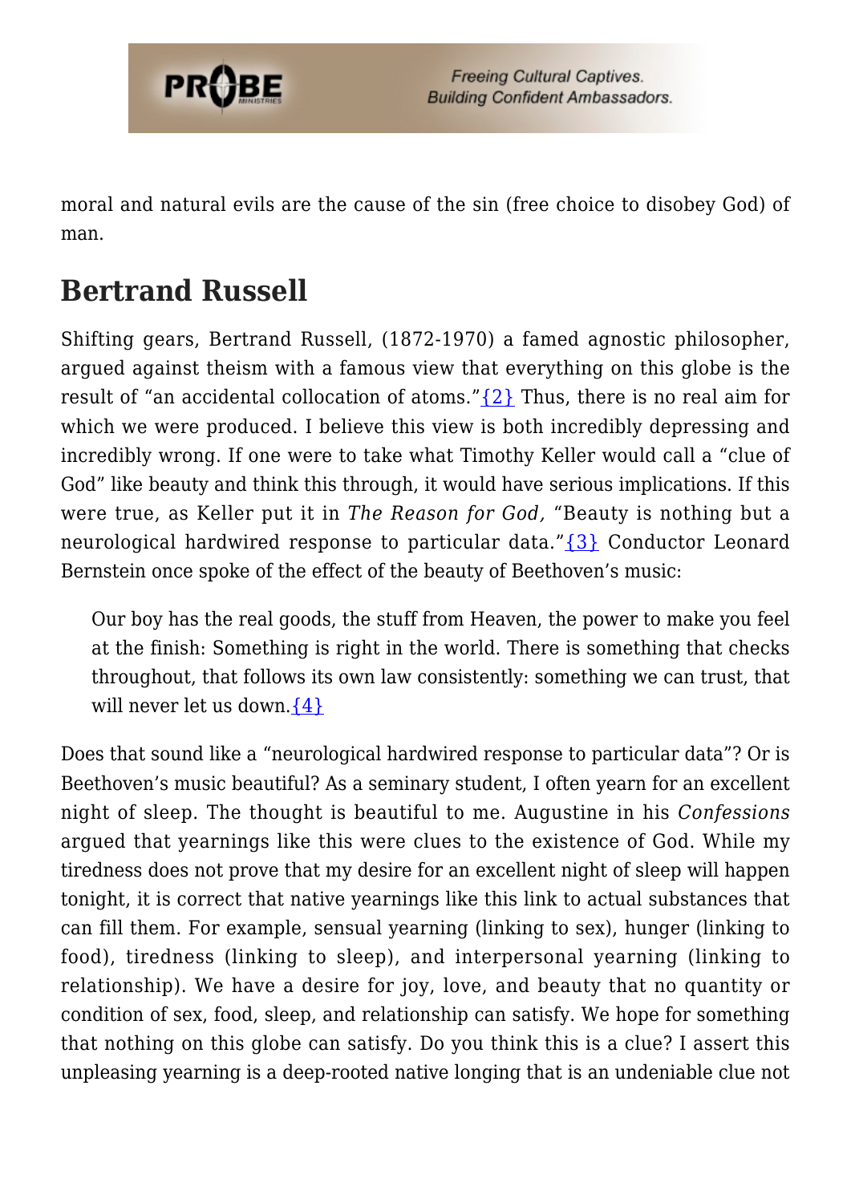moral and natural evils are the cause of the sin (free choice to disobey God) of man.

## Bertrand Russell

Shifting gears, Bertrand Russell, (1872-1970) a famed agnostic philosopher, argued against theism with a famous view that everything on this globe is the result of "an accidental collocation of atoms."{2} Thus, there is no real aim for which we were produced. I believe this view is both incredibly depressing and incredibly wrong. If one were to take what Timothy Keller would call a "clue of God" like beauty and think this through, it would have serious implications. If this were true, as Keller put it in *The Reason for God,* "Beauty is nothing but a neurological hardwired response to particular data."{3} Conductor Leonard Bernstein once spoke of the effect of the beauty of Beethoven's music:

> Our boy has the real goods, the stuff from Heaven, the power to make you feel at the finish: Something is right in the world. There is something that checks throughout, that follows its own law consistently: something we can trust, that will never let us down.{4}

Does that sound like a "neurological hardwired response to particular data"? Or is Beethoven's music beautiful? As a seminary student, I often yearn for an excellent night of sleep. The thought is beautiful to me. Augustine in his *Confessions* argued that yearnings like this were clues to the existence of God. While my tiredness does not prove that my desire for an excellent night of sleep will happen tonight, it is correct that native yearnings like this link to actual substances that can fill them. For example, sensual yearning (linking to sex), hunger (linking to food), tiredness (linking to sleep), and interpersonal yearning (linking to relationship). We have a desire for joy, love, and beauty that no quantity or condition of sex, food, sleep, and relationship can satisfy. We hope for something that nothing on this globe can satisfy. Do you think this is a clue? I assert this unpleasing yearning is a deep-rooted native longing that is an undeniable clue not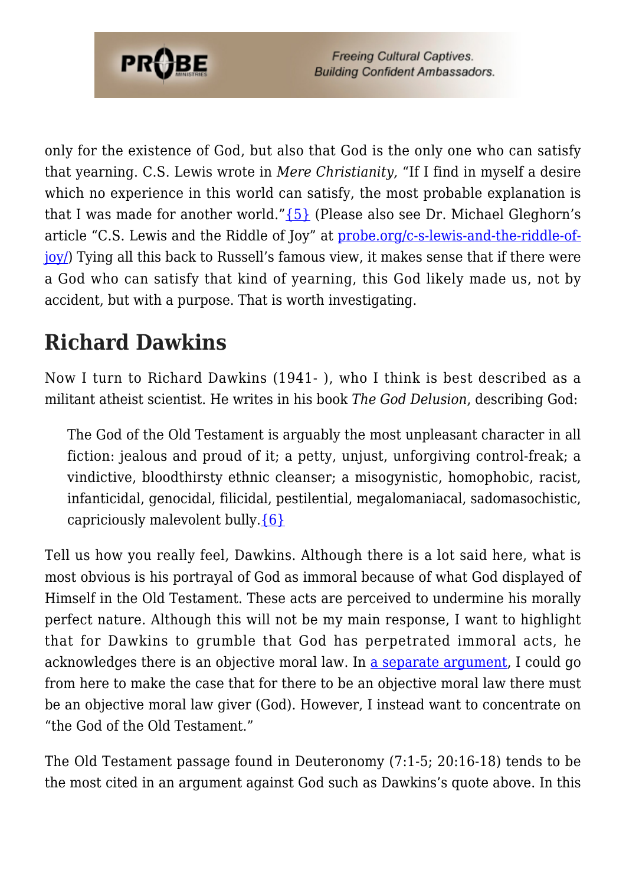only for the existence of God, but also that God is the only one who can satisfy that yearning. C.S. Lewis wrote in *Mere Christianity,* "If I find in myself a desire which no experience in this world can satisfy, the most probable explanation is that I was made for another world."{5} (Please also see Dr. Michael Gleghorn's article "C.S. Lewis and the Riddle of Joy" at probe.org/c-s-lewis-and-the-riddle-of-joy/) Tying all this back to Russell's famous view, it makes sense that if there were a God who can satisfy that kind of yearning, this God likely made us, not by accident, but with a purpose. That is worth investigating.

## Richard Dawkins

Now I turn to Richard Dawkins (1941- ), who I think is best described as a militant atheist scientist. He writes in his book *The God Delusion*, describing God:

> The God of the Old Testament is arguably the most unpleasant character in all fiction: jealous and proud of it; a petty, unjust, unforgiving control-freak; a vindictive, bloodthirsty ethnic cleanser; a misogynistic, homophobic, racist, infanticidal, genocidal, filicidal, pestilential, megalomaniacal, sadomasochistic, capriciously malevolent bully.{6}

Tell us how you really feel, Dawkins. Although there is a lot said here, what is most obvious is his portrayal of God as immoral because of what God displayed of Himself in the Old Testament. These acts are perceived to undermine his morally perfect nature. Although this will not be my main response, I want to highlight that for Dawkins to grumble that God has perpetrated immoral acts, he acknowledges there is an objective moral law. In a separate argument, I could go from here to make the case that for there to be an objective moral law there must be an objective moral law giver (God). However, I instead want to concentrate on "the God of the Old Testament."

The Old Testament passage found in Deuteronomy (7:1-5; 20:16-18) tends to be the most cited in an argument against God such as Dawkins's quote above. In this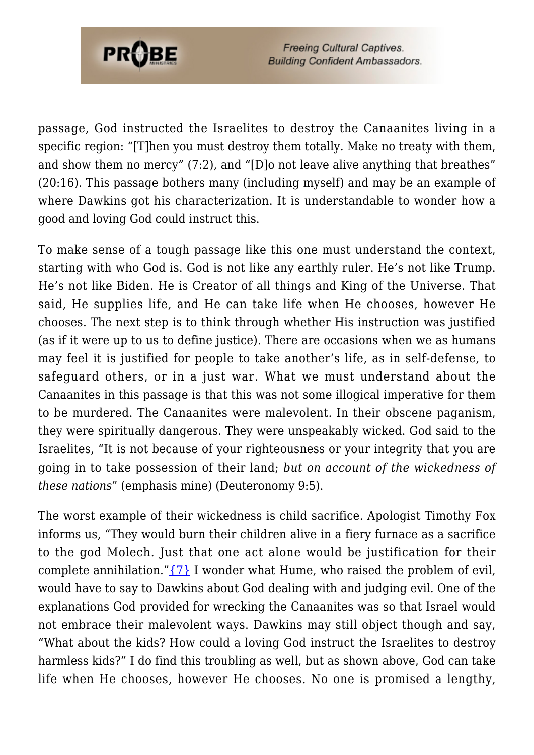passage, God instructed the Israelites to destroy the Canaanites living in a specific region: "[T]hen you must destroy them totally. Make no treaty with them, and show them no mercy" (7:2), and "[D]o not leave alive anything that breathes" (20:16). This passage bothers many (including myself) and may be an example of where Dawkins got his characterization. It is understandable to wonder how a good and loving God could instruct this.

To make sense of a tough passage like this one must understand the context, starting with who God is. God is not like any earthly ruler. He's not like Trump. He's not like Biden. He is Creator of all things and King of the Universe. That said, He supplies life, and He can take life when He chooses, however He chooses. The next step is to think through whether His instruction was justified (as if it were up to us to define justice). There are occasions when we as humans may feel it is justified for people to take another's life, as in self-defense, to safeguard others, or in a just war. What we must understand about the Canaanites in this passage is that this was not some illogical imperative for them to be murdered. The Canaanites were malevolent. In their obscene paganism, they were spiritually dangerous. They were unspeakably wicked. God said to the Israelites, "It is not because of your righteousness or your integrity that you are going in to take possession of their land; *but on account of the wickedness of these nations*" (emphasis mine) (Deuteronomy 9:5).

The worst example of their wickedness is child sacrifice. Apologist Timothy Fox informs us, "They would burn their children alive in a fiery furnace as a sacrifice to the god Molech. Just that one act alone would be justification for their complete annihilation."{7} I wonder what Hume, who raised the problem of evil, would have to say to Dawkins about God dealing with and judging evil. One of the explanations God provided for wrecking the Canaanites was so that Israel would not embrace their malevolent ways. Dawkins may still object though and say, "What about the kids? How could a loving God instruct the Israelites to destroy harmless kids?" I do find this troubling as well, but as shown above, God can take life when He chooses, however He chooses. No one is promised a lengthy,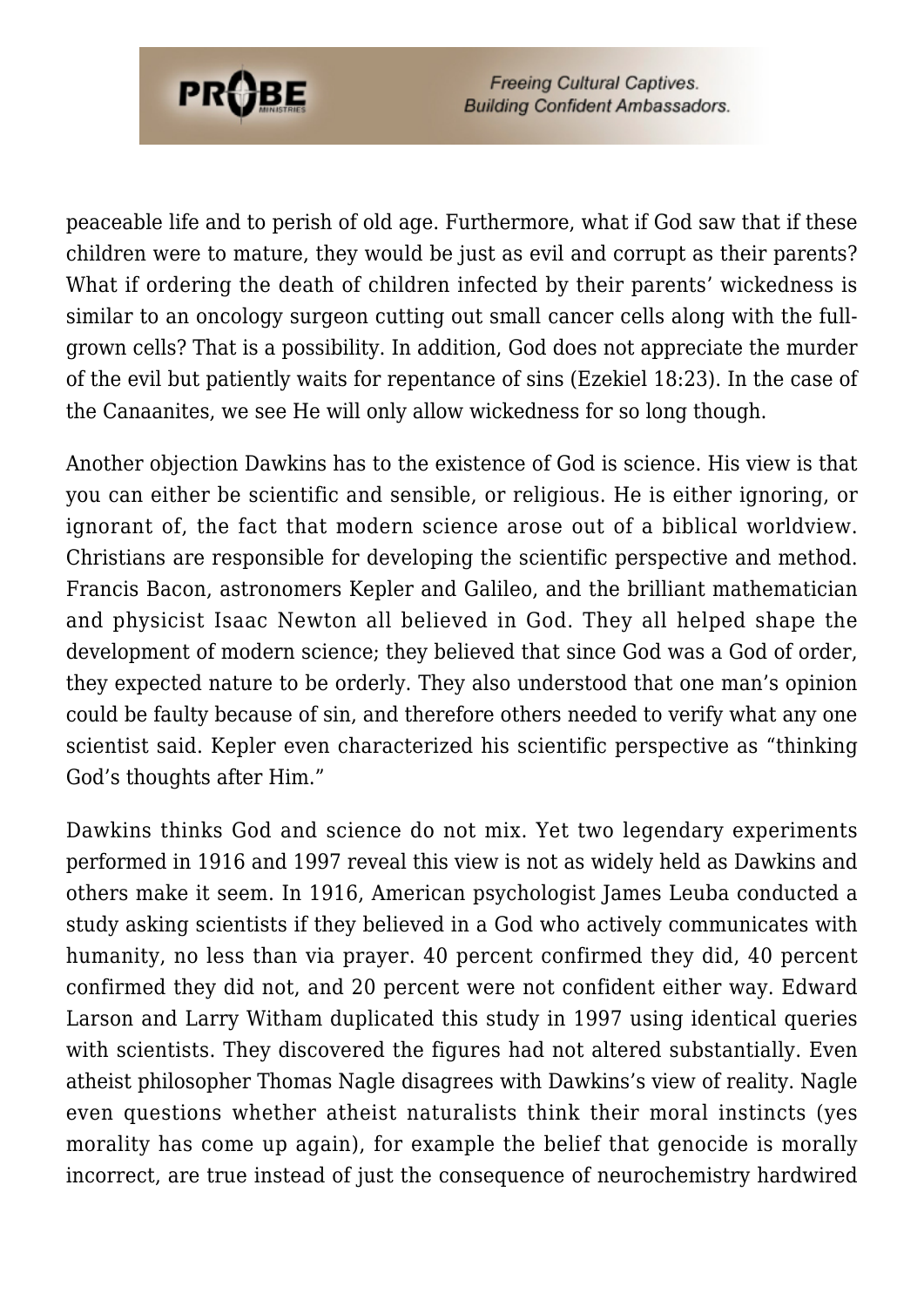peaceable life and to perish of old age. Furthermore, what if God saw that if these children were to mature, they would be just as evil and corrupt as their parents? What if ordering the death of children infected by their parents' wickedness is similar to an oncology surgeon cutting out small cancer cells along with the full-grown cells? That is a possibility. In addition, God does not appreciate the murder of the evil but patiently waits for repentance of sins (Ezekiel 18:23). In the case of the Canaanites, we see He will only allow wickedness for so long though.

Another objection Dawkins has to the existence of God is science. His view is that you can either be scientific and sensible, or religious. He is either ignoring, or ignorant of, the fact that modern science arose out of a biblical worldview. Christians are responsible for developing the scientific perspective and method. Francis Bacon, astronomers Kepler and Galileo, and the brilliant mathematician and physicist Isaac Newton all believed in God. They all helped shape the development of modern science; they believed that since God was a God of order, they expected nature to be orderly. They also understood that one man's opinion could be faulty because of sin, and therefore others needed to verify what any one scientist said. Kepler even characterized his scientific perspective as "thinking God's thoughts after Him."

Dawkins thinks God and science do not mix. Yet two legendary experiments performed in 1916 and 1997 reveal this view is not as widely held as Dawkins and others make it seem. In 1916, American psychologist James Leuba conducted a study asking scientists if they believed in a God who actively communicates with humanity, no less than via prayer. 40 percent confirmed they did, 40 percent confirmed they did not, and 20 percent were not confident either way. Edward Larson and Larry Witham duplicated this study in 1997 using identical queries with scientists. They discovered the figures had not altered substantially. Even atheist philosopher Thomas Nagle disagrees with Dawkins's view of reality. Nagle even questions whether atheist naturalists think their moral instincts (yes morality has come up again), for example the belief that genocide is morally incorrect, are true instead of just the consequence of neurochemistry hardwired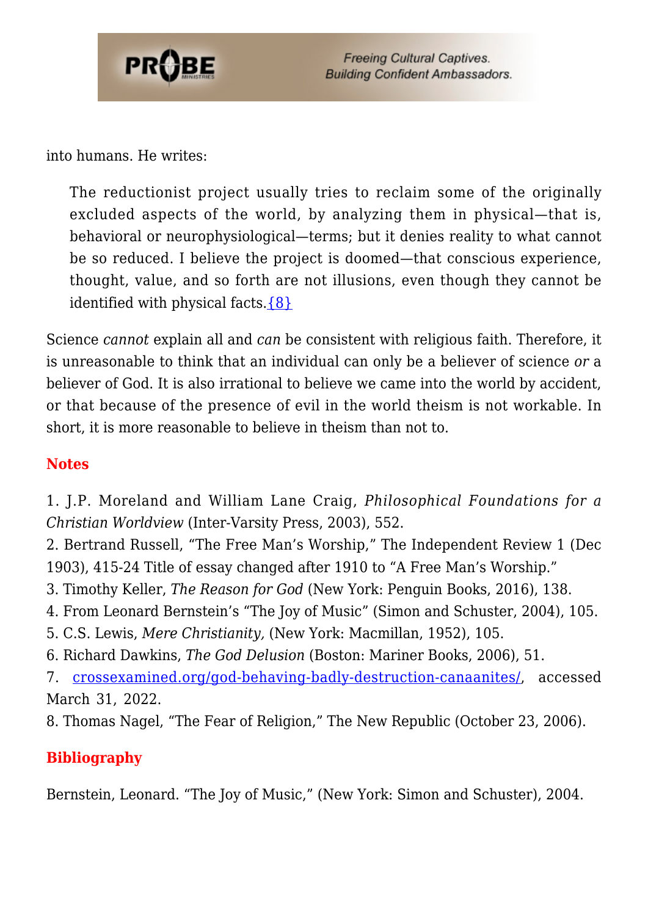into humans. He writes:

> The reductionist project usually tries to reclaim some of the originally excluded aspects of the world, by analyzing them in physical—that is, behavioral or neurophysiological—terms; but it denies reality to what cannot be so reduced. I believe the project is doomed—that conscious experience, thought, value, and so forth are not illusions, even though they cannot be identified with physical facts.{8}

Science *cannot* explain all and *can* be consistent with religious faith. Therefore, it is unreasonable to think that an individual can only be a believer of science *or* a believer of God. It is also irrational to believe we came into the world by accident, or that because of the presence of evil in the world theism is not workable. In short, it is more reasonable to believe in theism than not to.

## Notes

1. J.P. Moreland and William Lane Craig, *Philosophical Foundations for a Christian Worldview* (Inter-Varsity Press, 2003), 552.
2. Bertrand Russell, "The Free Man's Worship," The Independent Review 1 (Dec 1903), 415-24 Title of essay changed after 1910 to "A Free Man's Worship."
3. Timothy Keller, *The Reason for God* (New York: Penguin Books, 2016), 138.
4. From Leonard Bernstein's "The Joy of Music" (Simon and Schuster, 2004), 105.
5. C.S. Lewis, *Mere Christianity,* (New York: Macmillan, 1952), 105.
6. Richard Dawkins, *The God Delusion* (Boston: Mariner Books, 2006), 51.
7. crossexamined.org/god-behaving-badly-destruction-canaanites/, accessed March 31, 2022.
8. Thomas Nagel, "The Fear of Religion," The New Republic (October 23, 2006).

## Bibliography

Bernstein, Leonard. "The Joy of Music," (New York: Simon and Schuster), 2004.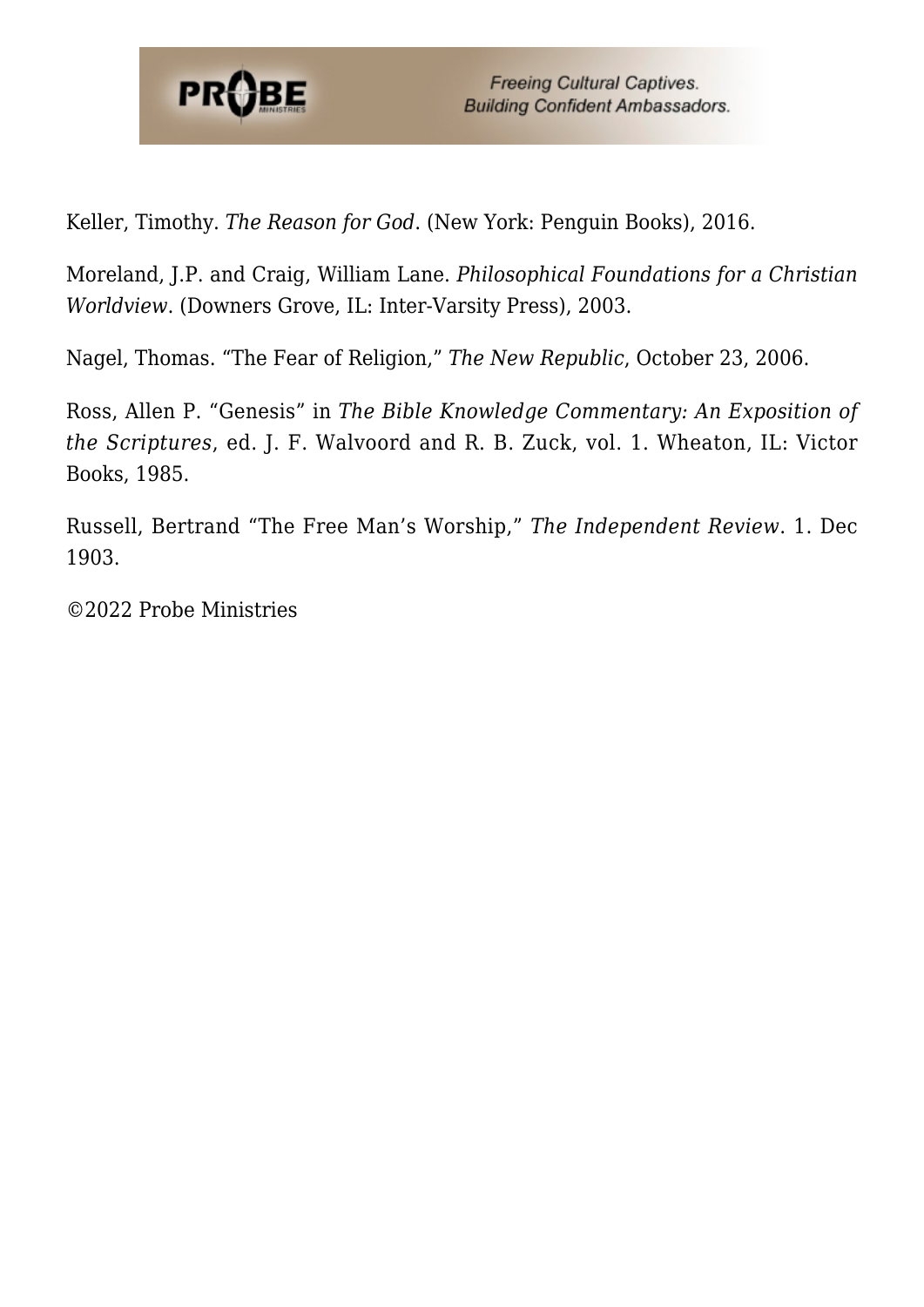Keller, Timothy. *The Reason for God*. (New York: Penguin Books), 2016.

Moreland, J.P. and Craig, William Lane. *Philosophical Foundations for a Christian Worldview*. (Downers Grove, IL: Inter-Varsity Press), 2003.

Nagel, Thomas. "The Fear of Religion," *The New Republic*, October 23, 2006.

Ross, Allen P. "Genesis" in *The Bible Knowledge Commentary: An Exposition of the Scriptures*, ed. J. F. Walvoord and R. B. Zuck, vol. 1. Wheaton, IL: Victor Books, 1985.

Russell, Bertrand "The Free Man's Worship," *The Independent Review*. 1. Dec 1903.

©2022 Probe Ministries